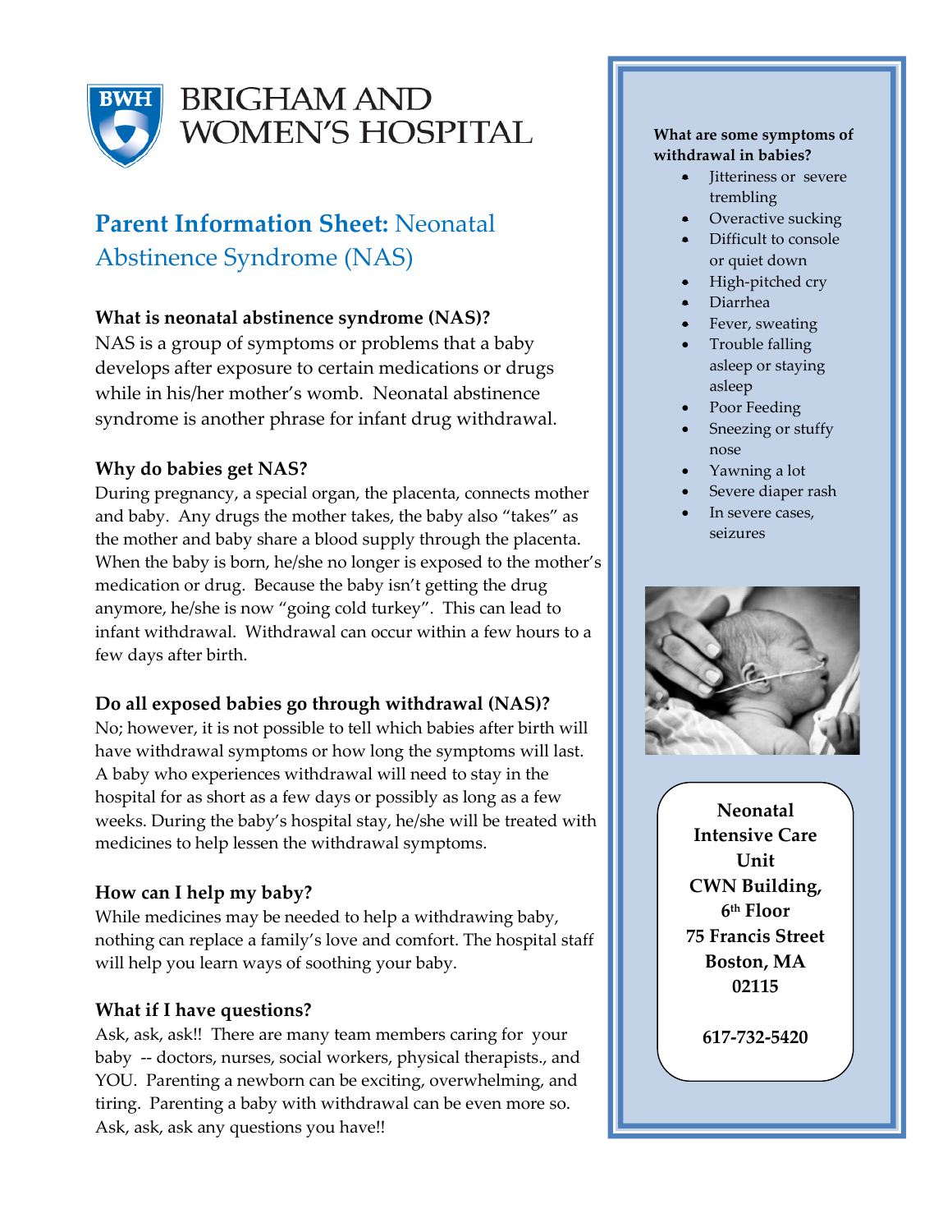BRIGHAM AND WOMEN'S HOSPITAL

# Parent Information Sheet: Neonatal Abstinence Syndrome (NAS)

### What is neonatal abstinence syndrome (NAS)?

NAS is a group of symptoms or problems that a baby develops after exposure to certain medications or drugs while in his/her mother's womb. Neonatal abstinence syndrome is another phrase for infant drug withdrawal.

### Why do babies get NAS?

During pregnancy, a special organ, the placenta, connects mother and baby. Any drugs the mother takes, the baby also "takes" as the mother and baby share a blood supply through the placenta. When the baby is born, he/she no longer is exposed to the mother's medication or drug. Because the baby isn't getting the drug anymore, he/she is now "going cold turkey". This can lead to infant withdrawal. Withdrawal can occur within a few hours to a few days after birth.

### Do all exposed babies go through withdrawal (NAS)?

No; however, it is not possible to tell which babies after birth will have withdrawal symptoms or how long the symptoms will last. A baby who experiences withdrawal will need to stay in the hospital for as short as a few days or possibly as long as a few weeks. During the baby's hospital stay, he/she will be treated with medicines to help lessen the withdrawal symptoms.

### How can I help my baby?

While medicines may be needed to help a withdrawing baby, nothing can replace a family's love and comfort. The hospital staff will help you learn ways of soothing your baby.

### What if I have questions?

Ask, ask, ask!! There are many team members caring for your baby -- doctors, nurses, social workers, physical therapists., and YOU. Parenting a newborn can be exciting, overwhelming, and tiring. Parenting a baby with withdrawal can be even more so. Ask, ask, ask any questions you have!!

### What are some symptoms of withdrawal in babies?

- Jitteriness or severe trembling
- Overactive sucking
- Difficult to console or quiet down
- High-pitched cry
- Diarrhea
- Fever, sweating
- Trouble falling asleep or staying asleep
- Poor Feeding
- Sneezing or stuffy nose
- Yawning a lot
- Severe diaper rash
- In severe cases, seizures

**Neonatal Intensive Care Unit**
**CWN Building, 6th Floor**
**75 Francis Street**
**Boston, MA 02115**

**617-732-5420**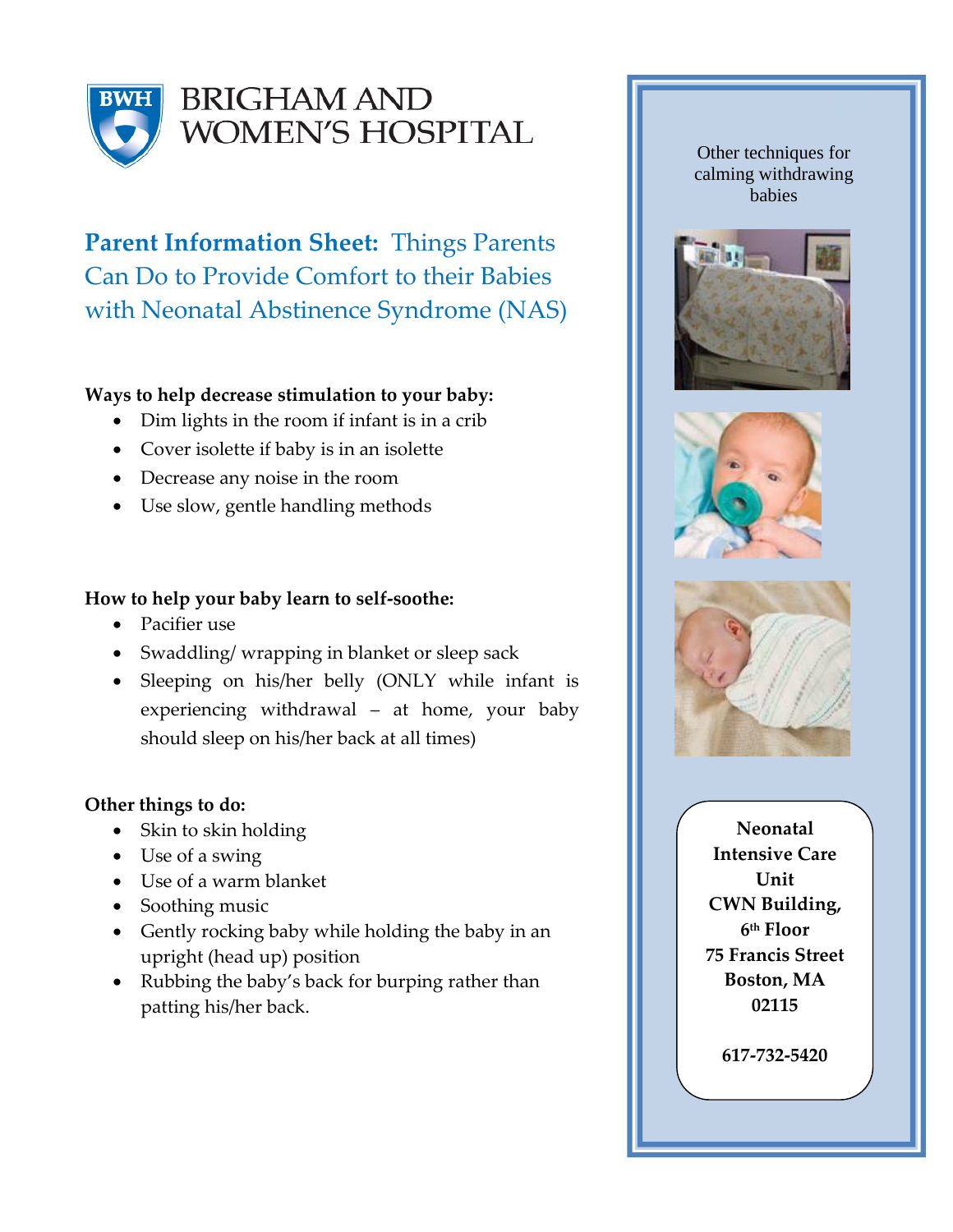BRIGHAM AND WOMEN'S HOSPITAL

## **Parent Information Sheet:** Things Parents Can Do to Provide Comfort to their Babies with Neonatal Abstinence Syndrome (NAS)

**Ways to help decrease stimulation to your baby:**

- Dim lights in the room if infant is in a crib
- Cover isolette if baby is in an isolette
- Decrease any noise in the room
- Use slow, gentle handling methods

**How to help your baby learn to self-soothe:**

- Pacifier use
- Swaddling/ wrapping in blanket or sleep sack
- Sleeping on his/her belly (ONLY while infant is experiencing withdrawal – at home, your baby should sleep on his/her back at all times)

**Other things to do:**

- Skin to skin holding
- Use of a swing
- Use of a warm blanket
- Soothing music
- Gently rocking baby while holding the baby in an upright (head up) position
- Rubbing the baby's back for burping rather than patting his/her back.

Other techniques for calming withdrawing babies

**Neonatal Intensive Care Unit**
**CWN Building, 6th Floor**
**75 Francis Street**
**Boston, MA 02115**

**617-732-5420**